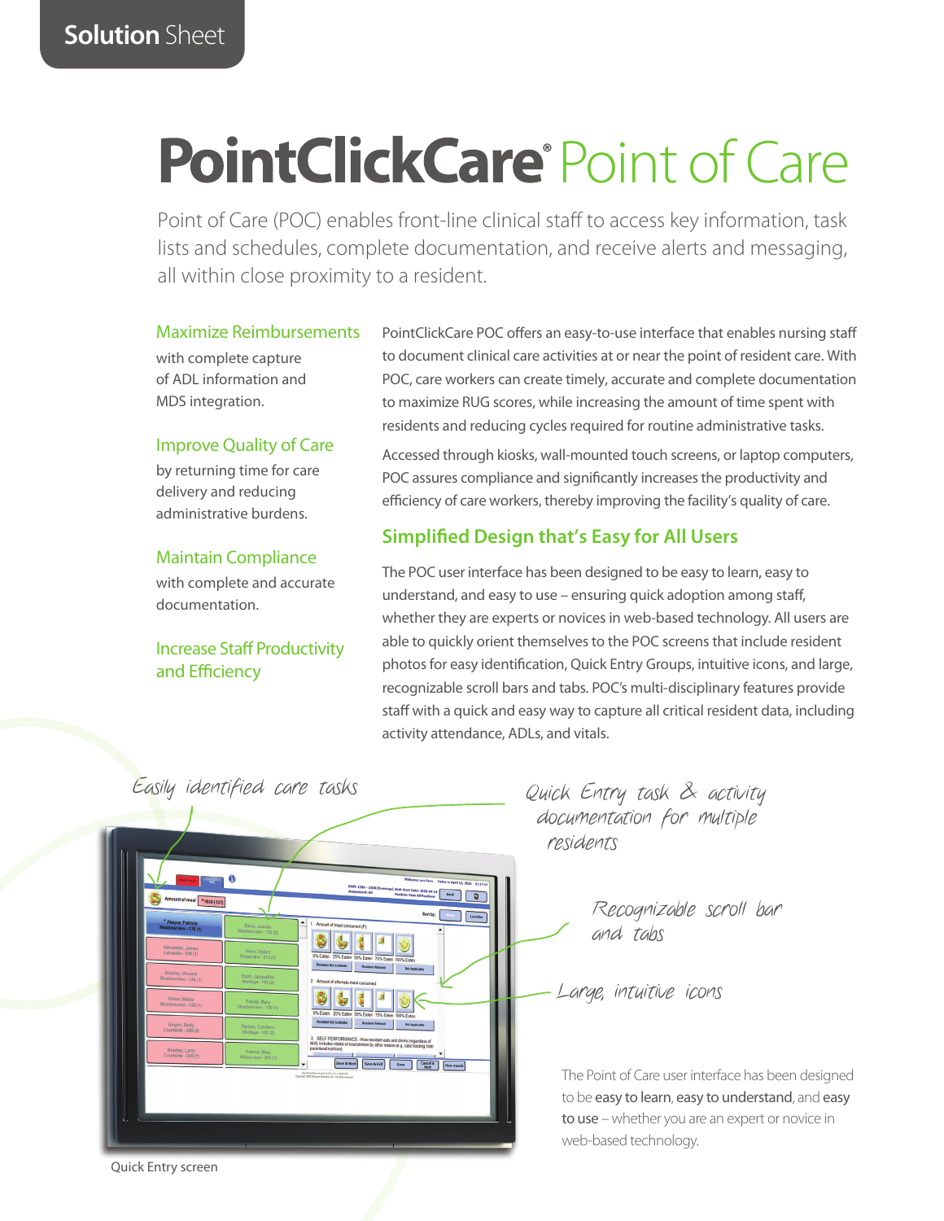Solution Sheet

# PointClickCare® Point of Care

Point of Care (POC) enables front-line clinical staff to access key information, task lists and schedules, complete documentation, and receive alerts and messaging, all within close proximity to a resident.

### Maximize Reimbursements

with complete capture of ADL information and MDS integration.

### Improve Quality of Care

by returning time for care delivery and reducing administrative burdens.

### Maintain Compliance

with complete and accurate documentation.

### Increase Staff Productivity and Efficiency

PointClickCare POC offers an easy-to-use interface that enables nursing staff to document clinical care activities at or near the point of resident care. With POC, care workers can create timely, accurate and complete documentation to maximize RUG scores, while increasing the amount of time spent with residents and reducing cycles required for routine administrative tasks.

Accessed through kiosks, wall-mounted touch screens, or laptop computers, POC assures compliance and significantly increases the productivity and efficiency of care workers, thereby improving the facility's quality of care.

## Simplified Design that's Easy for All Users

The POC user interface has been designed to be easy to learn, easy to understand, and easy to use – ensuring quick adoption among staff, whether they are experts or novices in web-based technology. All users are able to quickly orient themselves to the POC screens that include resident photos for easy identification, Quick Entry Groups, intuitive icons, and large, recognizable scroll bars and tabs. POC's multi-disciplinary features provide staff with a quick and easy way to capture all critical resident data, including activity attendance, ADLs, and vitals.

*Easily identified care tasks*

*Quick Entry task & activity documentation for multiple residents*

*Recognizable scroll bar and tabs*

*Large, intuitive icons*

Quick Entry screen

The Point of Care user interface has been designed to be **easy to learn**, **easy to understand**, and **easy to use** – whether you are an expert or novice in web-based technology.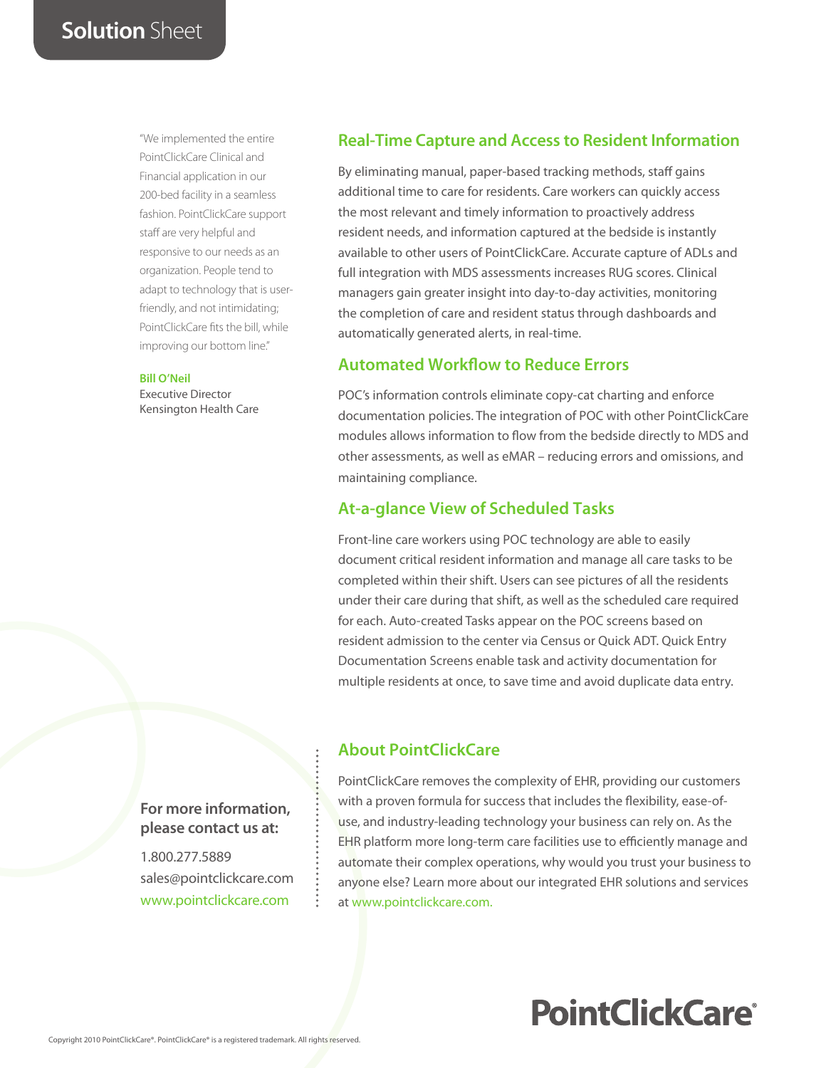"We implemented the entire PointClickCare Clinical and Financial application in our 200-bed facility in a seamless fashion. PointClickCare support staff are very helpful and responsive to our needs as an organization. People tend to adapt to technology that is user-friendly, and not intimidating; PointClickCare fits the bill, while improving our bottom line."

**Bill O'Neil**
Executive Director
Kensington Health Care

## Real-Time Capture and Access to Resident Information

By eliminating manual, paper-based tracking methods, staff gains additional time to care for residents. Care workers can quickly access the most relevant and timely information to proactively address resident needs, and information captured at the bedside is instantly available to other users of PointClickCare. Accurate capture of ADLs and full integration with MDS assessments increases RUG scores. Clinical managers gain greater insight into day-to-day activities, monitoring the completion of care and resident status through dashboards and automatically generated alerts, in real-time.

## Automated Workflow to Reduce Errors

POC's information controls eliminate copy-cat charting and enforce documentation policies. The integration of POC with other PointClickCare modules allows information to flow from the bedside directly to MDS and other assessments, as well as eMAR – reducing errors and omissions, and maintaining compliance.

## At-a-glance View of Scheduled Tasks

Front-line care workers using POC technology are able to easily document critical resident information and manage all care tasks to be completed within their shift. Users can see pictures of all the residents under their care during that shift, as well as the scheduled care required for each. Auto-created Tasks appear on the POC screens based on resident admission to the center via Census or Quick ADT. Quick Entry Documentation Screens enable task and activity documentation for multiple residents at once, to save time and avoid duplicate data entry.

## About PointClickCare

PointClickCare removes the complexity of EHR, providing our customers with a proven formula for success that includes the flexibility, ease-of-use, and industry-leading technology your business can rely on. As the EHR platform more long-term care facilities use to efficiently manage and automate their complex operations, why would you trust your business to anyone else? Learn more about our integrated EHR solutions and services at www.pointclickcare.com.

**For more information, please contact us at:**

1.800.277.5889
sales@pointclickcare.com
www.pointclickcare.com

PointClickCare®

Copyright 2010 PointClickCare®. PointClickCare® is a registered trademark. All rights reserved.